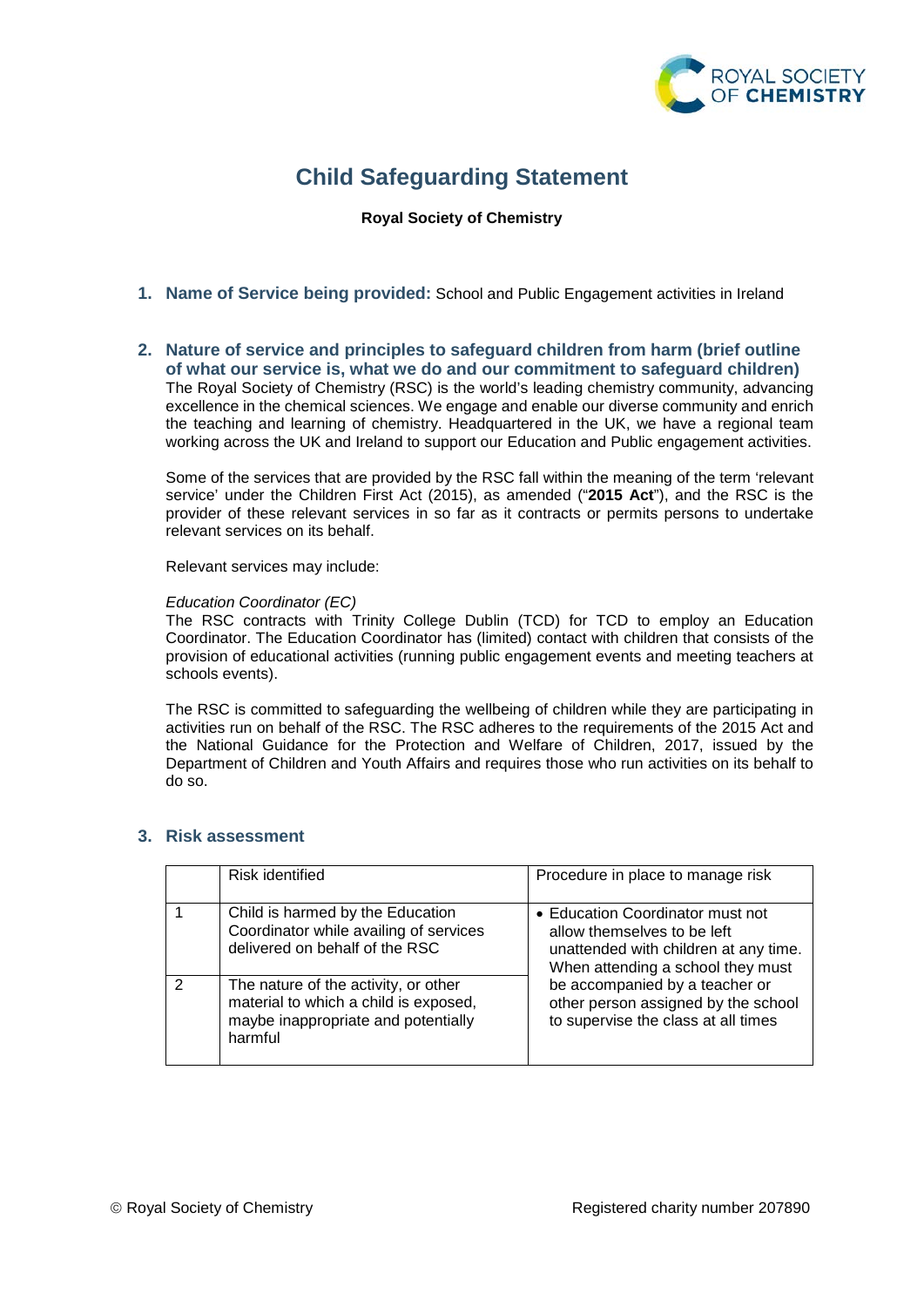# Child Safeguarding Statement

**Royal Society of Chemistry**

## 1. Name of Service being provided: 
School and Public Engagement activities in Ireland

## 2. Nature of service and principles to safeguard children from harm (brief outline of what our service is, what we do and our commitment to safeguard children)

The Royal Society of Chemistry (RSC) is the world's leading chemistry community, advancing excellence in the chemical sciences. We engage and enable our diverse community and enrich the teaching and learning of chemistry. Headquartered in the UK, we have a regional team working across the UK and Ireland to support our Education and Public engagement activities.

Some of the services that are provided by the RSC fall within the meaning of the term 'relevant service' under the Children First Act (2015), as amended ("**2015 Act**"), and the RSC is the provider of these relevant services in so far as it contracts or permits persons to undertake relevant services on its behalf.

Relevant services may include:

*Education Coordinator (EC)*

The RSC contracts with Trinity College Dublin (TCD) for TCD to employ an Education Coordinator. The Education Coordinator has (limited) contact with children that consists of the provision of educational activities (running public engagement events and meeting teachers at schools events).

The RSC is committed to safeguarding the wellbeing of children while they are participating in activities run on behalf of the RSC. The RSC adheres to the requirements of the 2015 Act and the National Guidance for the Protection and Welfare of Children, 2017, issued by the Department of Children and Youth Affairs and requires those who run activities on its behalf to do so.

## 3. Risk assessment

| | Risk identified | Procedure in place to manage risk |
|---|---|---|
| 1 | Child is harmed by the Education Coordinator while availing of services delivered on behalf of the RSC | • Education Coordinator must not allow themselves to be left unattended with children at any time. When attending a school they must be accompanied by a teacher or other person assigned by the school to supervise the class at all times |
| 2 | The nature of the activity, or other material to which a child is exposed, maybe inappropriate and potentially harmful | |

© Royal Society of Chemistry Registered charity number 207890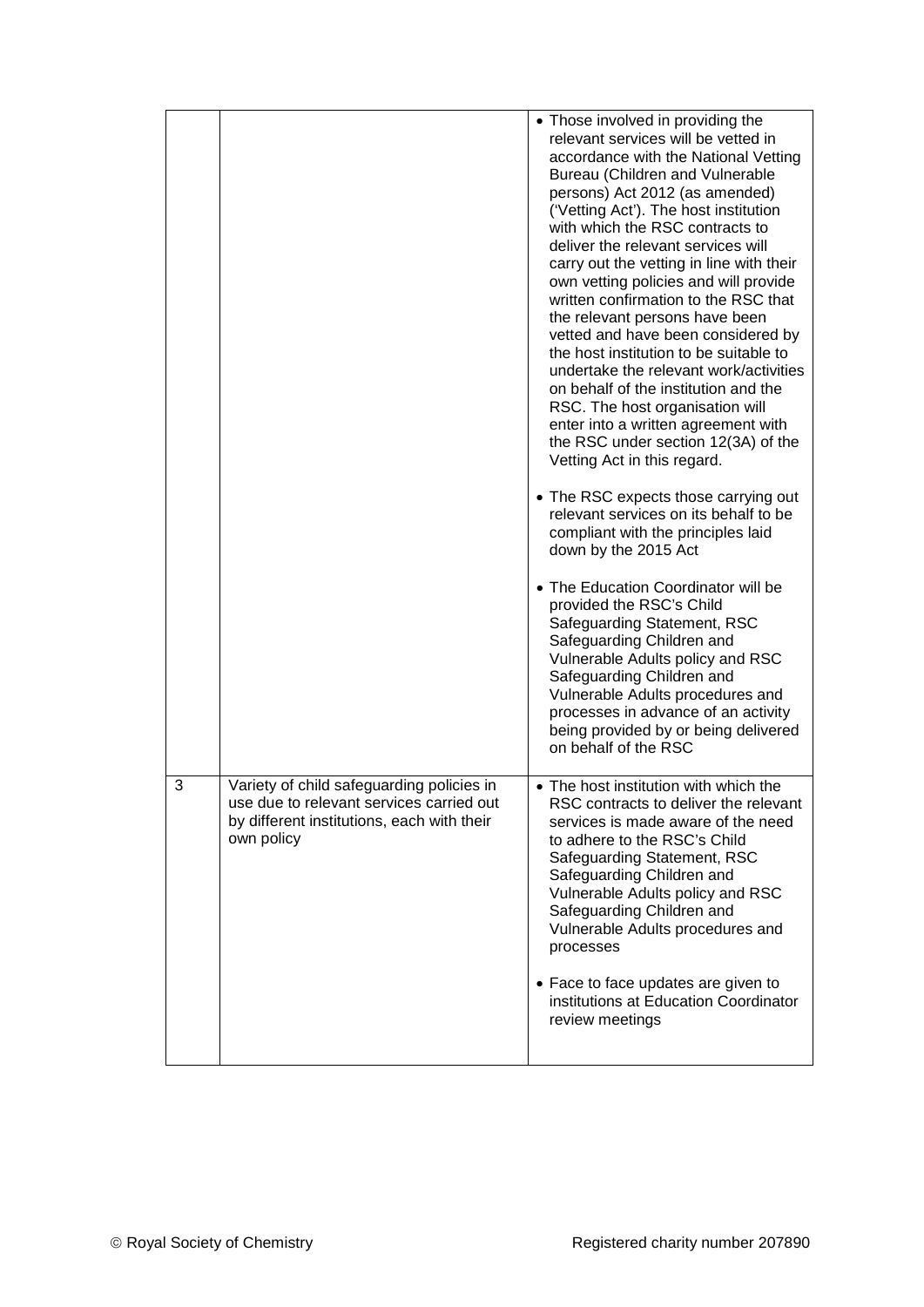| | | |
|---|---|---|
| | | • Those involved in providing the relevant services will be vetted in accordance with the National Vetting Bureau (Children and Vulnerable persons) Act 2012 (as amended) ('Vetting Act'). The host institution with which the RSC contracts to deliver the relevant services will carry out the vetting in line with their own vetting policies and will provide written confirmation to the RSC that the relevant persons have been vetted and have been considered by the host institution to be suitable to undertake the relevant work/activities on behalf of the institution and the RSC. The host organisation will enter into a written agreement with the RSC under section 12(3A) of the Vetting Act in this regard.<br><br>• The RSC expects those carrying out relevant services on its behalf to be compliant with the principles laid down by the 2015 Act<br><br>• The Education Coordinator will be provided the RSC's Child Safeguarding Statement, RSC Safeguarding Children and Vulnerable Adults policy and RSC Safeguarding Children and Vulnerable Adults procedures and processes in advance of an activity being provided by or being delivered on behalf of the RSC |
| 3 | Variety of child safeguarding policies in use due to relevant services carried out by different institutions, each with their own policy | • The host institution with which the RSC contracts to deliver the relevant services is made aware of the need to adhere to the RSC's Child Safeguarding Statement, RSC Safeguarding Children and Vulnerable Adults policy and RSC Safeguarding Children and Vulnerable Adults procedures and processes<br><br>• Face to face updates are given to institutions at Education Coordinator review meetings |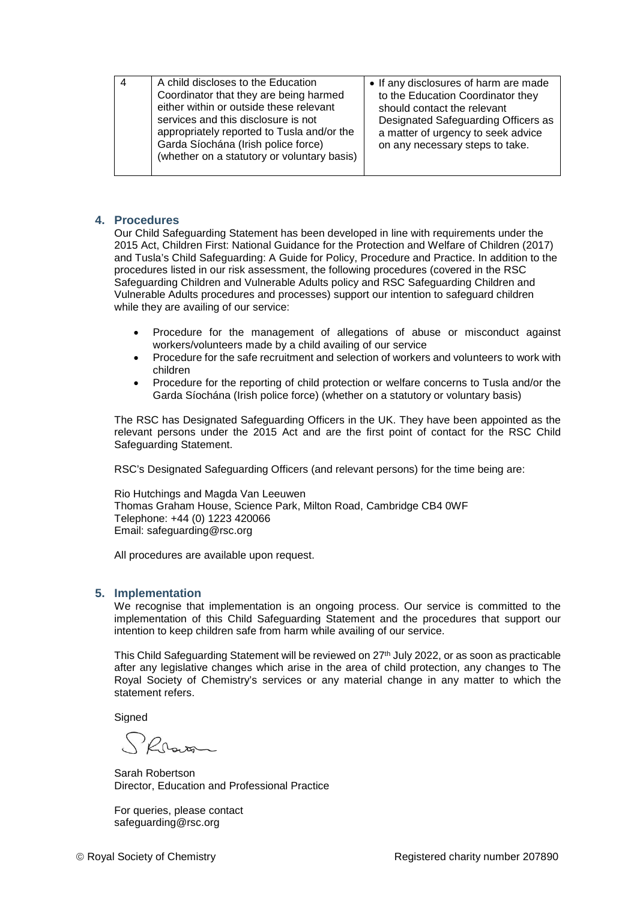| | | |
|---|---|---|
| 4 | A child discloses to the Education Coordinator that they are being harmed either within or outside these relevant services and this disclosure is not appropriately reported to Tusla and/or the Garda Síochána (Irish police force) (whether on a statutory or voluntary basis) | • If any disclosures of harm are made to the Education Coordinator they should contact the relevant Designated Safeguarding Officers as a matter of urgency to seek advice on any necessary steps to take. |

## 4. Procedures

Our Child Safeguarding Statement has been developed in line with requirements under the 2015 Act, Children First: National Guidance for the Protection and Welfare of Children (2017) and Tusla's Child Safeguarding: A Guide for Policy, Procedure and Practice. In addition to the procedures listed in our risk assessment, the following procedures (covered in the RSC Safeguarding Children and Vulnerable Adults policy and RSC Safeguarding Children and Vulnerable Adults procedures and processes) support our intention to safeguard children while they are availing of our service:

- Procedure for the management of allegations of abuse or misconduct against workers/volunteers made by a child availing of our service
- Procedure for the safe recruitment and selection of workers and volunteers to work with children
- Procedure for the reporting of child protection or welfare concerns to Tusla and/or the Garda Síochána (Irish police force) (whether on a statutory or voluntary basis)

The RSC has Designated Safeguarding Officers in the UK. They have been appointed as the relevant persons under the 2015 Act and are the first point of contact for the RSC Child Safeguarding Statement.

RSC's Designated Safeguarding Officers (and relevant persons) for the time being are:

Rio Hutchings and Magda Van Leeuwen
Thomas Graham House, Science Park, Milton Road, Cambridge CB4 0WF
Telephone: +44 (0) 1223 420066
Email: safeguarding@rsc.org

All procedures are available upon request.

## 5. Implementation

We recognise that implementation is an ongoing process. Our service is committed to the implementation of this Child Safeguarding Statement and the procedures that support our intention to keep children safe from harm while availing of our service.

This Child Safeguarding Statement will be reviewed on 27th July 2022, or as soon as practicable after any legislative changes which arise in the area of child protection, any changes to The Royal Society of Chemistry's services or any material change in any matter to which the statement refers.

Signed

Sarah Robertson
Director, Education and Professional Practice

For queries, please contact
safeguarding@rsc.org

© Royal Society of Chemistry　　　Registered charity number 207890